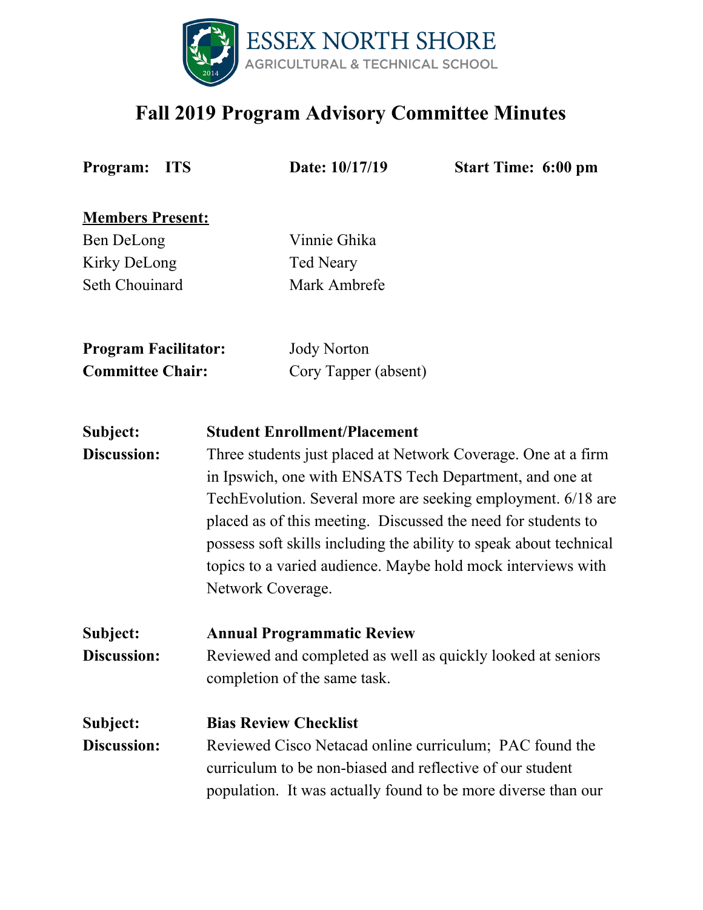# ESSEX NORTH SHORE
AGRICULTURAL & TECHNICAL SCHOOL

# Fall 2019 Program Advisory Committee Minutes

**Program: ITS** **Date: 10/17/19** **Start Time: 6:00 pm**

**Members Present:**

| | |
|---|---|
| Ben DeLong | Vinnie Ghika |
| Kirky DeLong | Ted Neary |
| Seth Chouinard | Mark Ambrefe |

**Program Facilitator:** Jody Norton
**Committee Chair:** Cory Tapper (absent)

**Subject:** **Student Enrollment/Placement**
**Discussion:** Three students just placed at Network Coverage. One at a firm in Ipswich, one with ENSATS Tech Department, and one at TechEvolution. Several more are seeking employment. 6/18 are placed as of this meeting. Discussed the need for students to possess soft skills including the ability to speak about technical topics to a varied audience. Maybe hold mock interviews with Network Coverage.

**Subject:** **Annual Programmatic Review**
**Discussion:** Reviewed and completed as well as quickly looked at seniors completion of the same task.

**Subject:** **Bias Review Checklist**
**Discussion:** Reviewed Cisco Netacad online curriculum; PAC found the curriculum to be non-biased and reflective of our student population. It was actually found to be more diverse than our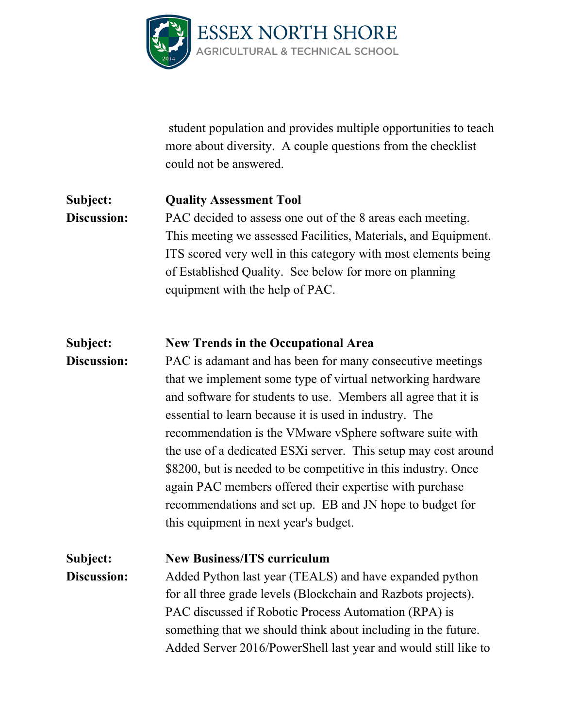student population and provides multiple opportunities to teach more about diversity. A couple questions from the checklist could not be answered.

**Subject:** **Quality Assessment Tool**

**Discussion:** PAC decided to assess one out of the 8 areas each meeting. This meeting we assessed Facilities, Materials, and Equipment. ITS scored very well in this category with most elements being of Established Quality. See below for more on planning equipment with the help of PAC.

**Subject:** **New Trends in the Occupational Area**

**Discussion:** PAC is adamant and has been for many consecutive meetings that we implement some type of virtual networking hardware and software for students to use. Members all agree that it is essential to learn because it is used in industry. The recommendation is the VMware vSphere software suite with the use of a dedicated ESXi server. This setup may cost around $8200, but is needed to be competitive in this industry. Once again PAC members offered their expertise with purchase recommendations and set up. EB and JN hope to budget for this equipment in next year's budget.

**Subject:** **New Business/ITS curriculum**

**Discussion:** Added Python last year (TEALS) and have expanded python for all three grade levels (Blockchain and Razbots projects). PAC discussed if Robotic Process Automation (RPA) is something that we should think about including in the future. Added Server 2016/PowerShell last year and would still like to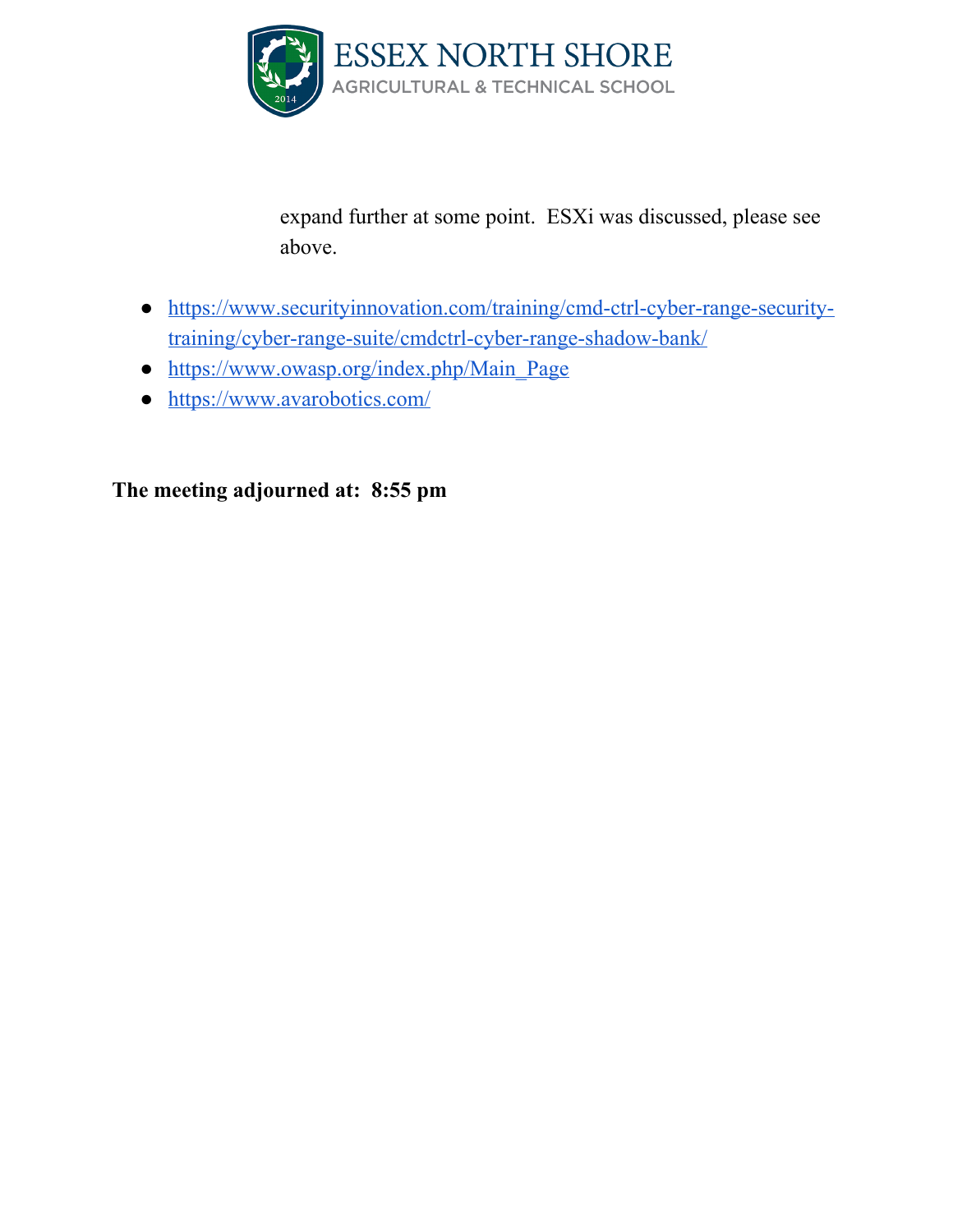expand further at some point.  ESXi was discussed, please see above.

- https://www.securityinnovation.com/training/cmd-ctrl-cyber-range-security-training/cyber-range-suite/cmdctrl-cyber-range-shadow-bank/
- https://www.owasp.org/index.php/Main_Page
- https://www.avarobotics.com/

**The meeting adjourned at:  8:55 pm**